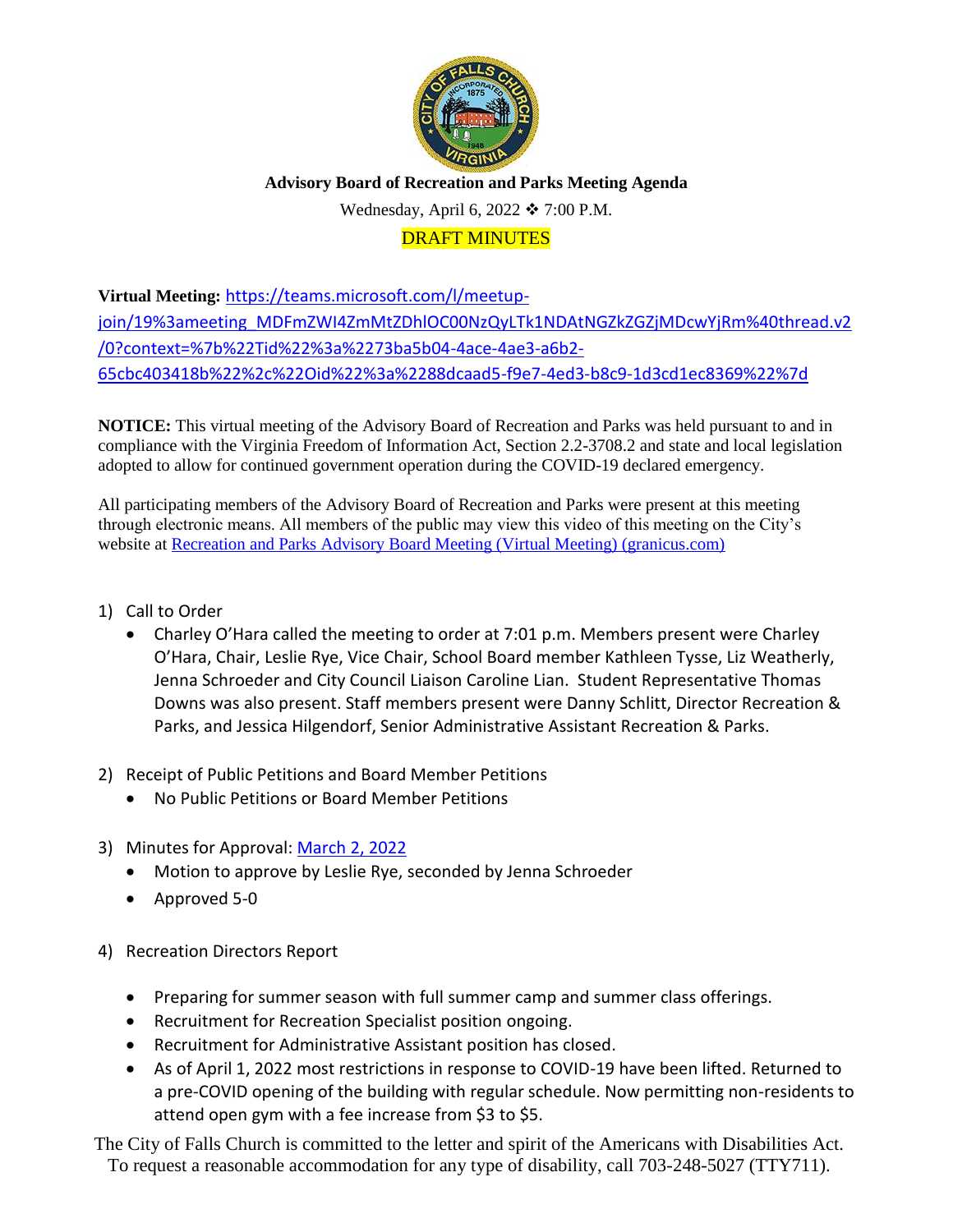**Advisory Board of Recreation and Parks Meeting Agenda**

Wednesday, April 6, 2022 ❖ 7:00 P.M.

DRAFT MINUTES

**Virtual Meeting:** [https://teams.microsoft.com/l/meetup-join/19%3ameeting_MDFmZWI4ZmMtZDhlOC00NzQyLTk1NDAtNGZkZGZjMDcwYjRm%40thread.v2/0?context=%7b%22Tid%22%3a%2273ba5b04-4ace-4ae3-a6b2-65cbc403418b%22%2c%22Oid%22%3a%2288dcaad5-f9e7-4ed3-b8c9-1d3cd1ec8369%22%7d](https://teams.microsoft.com/l/meetup-join/19%3ameeting_MDFmZWI4ZmMtZDhlOC00NzQyLTk1NDAtNGZkZGZjMDcwYjRm%40thread.v2/0?context=%7b%22Tid%22%3a%2273ba5b04-4ace-4ae3-a6b2-65cbc403418b%22%2c%22Oid%22%3a%2288dcaad5-f9e7-4ed3-b8c9-1d3cd1ec8369%22%7d)

**NOTICE:** This virtual meeting of the Advisory Board of Recreation and Parks was held pursuant to and in compliance with the Virginia Freedom of Information Act, Section 2.2-3708.2 and state and local legislation adopted to allow for continued government operation during the COVID-19 declared emergency.

All participating members of the Advisory Board of Recreation and Parks were present at this meeting through electronic means. All members of the public may view this video of this meeting on the City's website at Recreation and Parks Advisory Board Meeting (Virtual Meeting) (granicus.com)

1) Call to Order
   - Charley O'Hara called the meeting to order at 7:01 p.m. Members present were Charley O'Hara, Chair, Leslie Rye, Vice Chair, School Board member Kathleen Tysse, Liz Weatherly, Jenna Schroeder and City Council Liaison Caroline Lian. Student Representative Thomas Downs was also present. Staff members present were Danny Schlitt, Director Recreation & Parks, and Jessica Hilgendorf, Senior Administrative Assistant Recreation & Parks.

2) Receipt of Public Petitions and Board Member Petitions
   - No Public Petitions or Board Member Petitions

3) Minutes for Approval: March 2, 2022
   - Motion to approve by Leslie Rye, seconded by Jenna Schroeder
   - Approved 5-0

4) Recreation Directors Report
   - Preparing for summer season with full summer camp and summer class offerings.
   - Recruitment for Recreation Specialist position ongoing.
   - Recruitment for Administrative Assistant position has closed.
   - As of April 1, 2022 most restrictions in response to COVID-19 have been lifted. Returned to a pre-COVID opening of the building with regular schedule. Now permitting non-residents to attend open gym with a fee increase from $3 to $5.

The City of Falls Church is committed to the letter and spirit of the Americans with Disabilities Act. To request a reasonable accommodation for any type of disability, call 703-248-5027 (TTY711).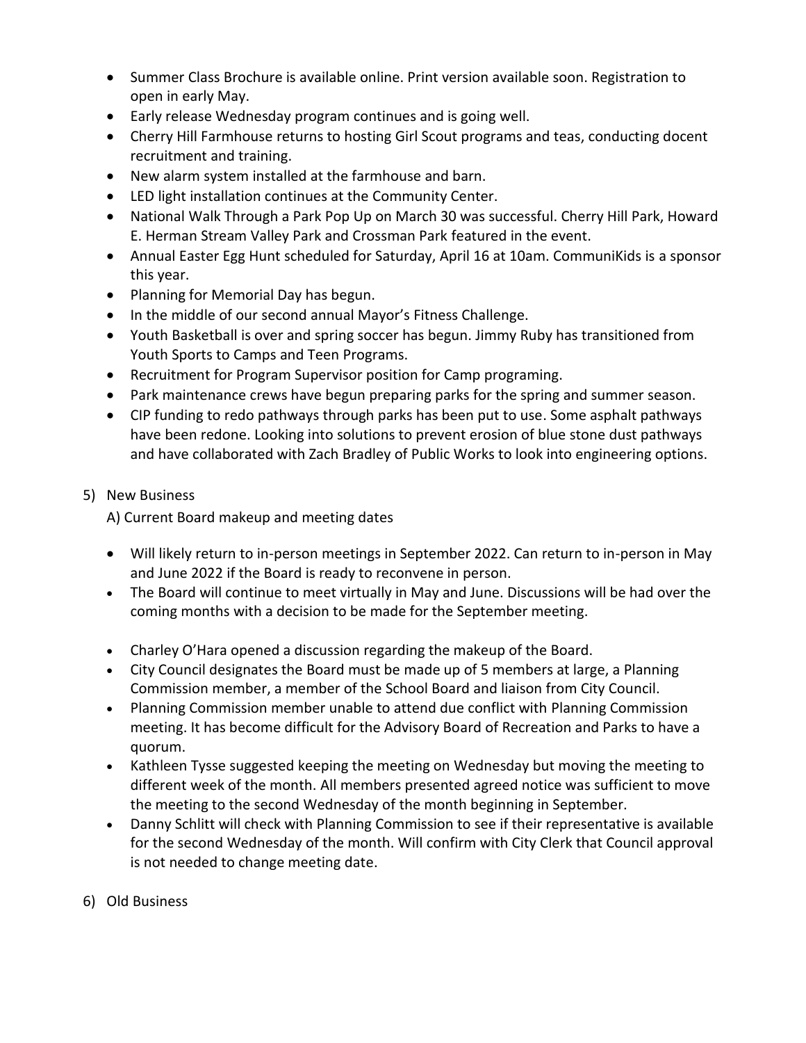- Summer Class Brochure is available online. Print version available soon. Registration to open in early May.
- Early release Wednesday program continues and is going well.
- Cherry Hill Farmhouse returns to hosting Girl Scout programs and teas, conducting docent recruitment and training.
- New alarm system installed at the farmhouse and barn.
- LED light installation continues at the Community Center.
- National Walk Through a Park Pop Up on March 30 was successful. Cherry Hill Park, Howard E. Herman Stream Valley Park and Crossman Park featured in the event.
- Annual Easter Egg Hunt scheduled for Saturday, April 16 at 10am. CommuniKids is a sponsor this year.
- Planning for Memorial Day has begun.
- In the middle of our second annual Mayor's Fitness Challenge.
- Youth Basketball is over and spring soccer has begun. Jimmy Ruby has transitioned from Youth Sports to Camps and Teen Programs.
- Recruitment for Program Supervisor position for Camp programing.
- Park maintenance crews have begun preparing parks for the spring and summer season.
- CIP funding to redo pathways through parks has been put to use. Some asphalt pathways have been redone. Looking into solutions to prevent erosion of blue stone dust pathways and have collaborated with Zach Bradley of Public Works to look into engineering options.

5) New Business

A) Current Board makeup and meeting dates

- Will likely return to in-person meetings in September 2022. Can return to in-person in May and June 2022 if the Board is ready to reconvene in person.
- The Board will continue to meet virtually in May and June. Discussions will be had over the coming months with a decision to be made for the September meeting.

- Charley O'Hara opened a discussion regarding the makeup of the Board.
- City Council designates the Board must be made up of 5 members at large, a Planning Commission member, a member of the School Board and liaison from City Council.
- Planning Commission member unable to attend due conflict with Planning Commission meeting. It has become difficult for the Advisory Board of Recreation and Parks to have a quorum.
- Kathleen Tysse suggested keeping the meeting on Wednesday but moving the meeting to different week of the month. All members presented agreed notice was sufficient to move the meeting to the second Wednesday of the month beginning in September.
- Danny Schlitt will check with Planning Commission to see if their representative is available for the second Wednesday of the month. Will confirm with City Clerk that Council approval is not needed to change meeting date.

6) Old Business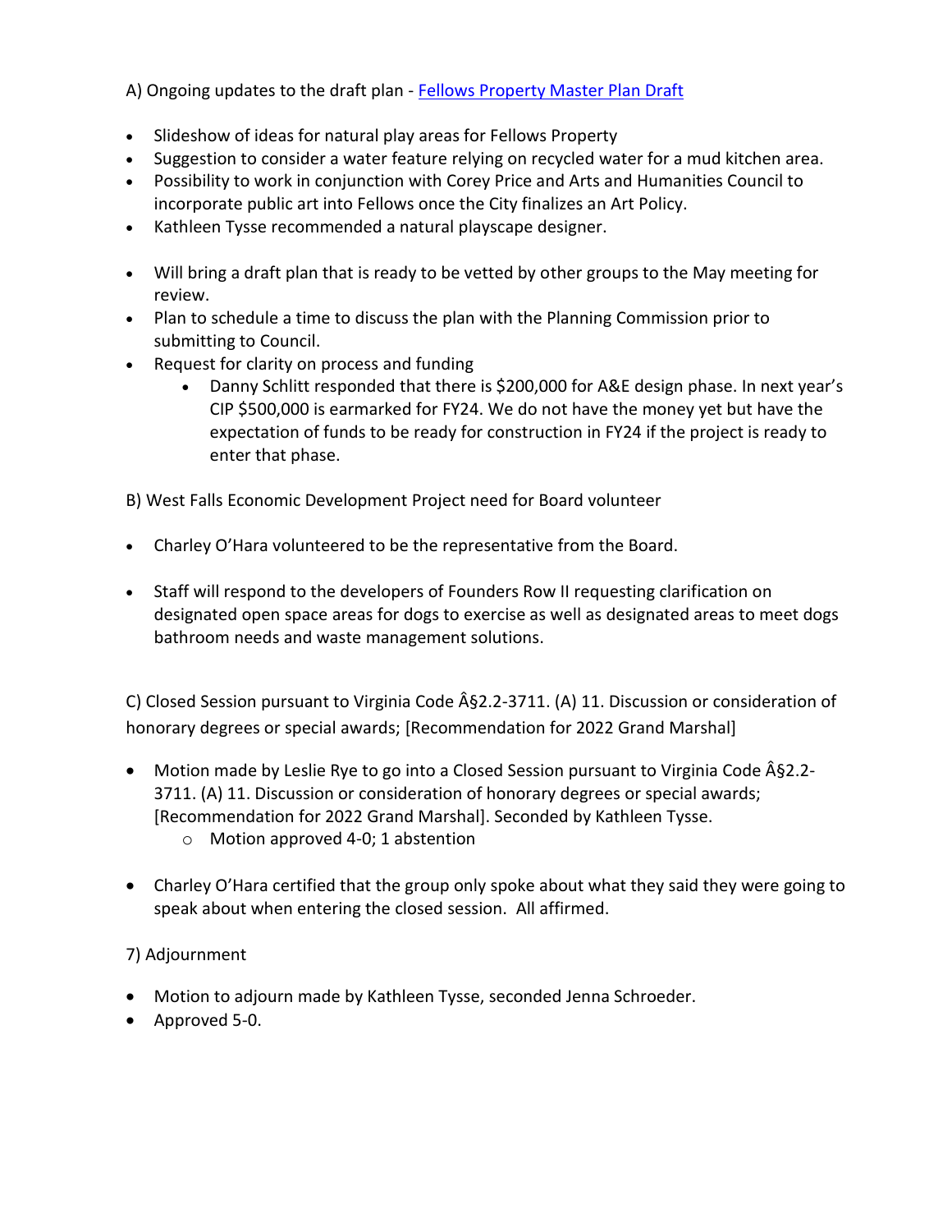A) Ongoing updates to the draft plan - [Fellows Property Master Plan Draft]

- Slideshow of ideas for natural play areas for Fellows Property
- Suggestion to consider a water feature relying on recycled water for a mud kitchen area.
- Possibility to work in conjunction with Corey Price and Arts and Humanities Council to incorporate public art into Fellows once the City finalizes an Art Policy.
- Kathleen Tysse recommended a natural playscape designer.

- Will bring a draft plan that is ready to be vetted by other groups to the May meeting for review.
- Plan to schedule a time to discuss the plan with the Planning Commission prior to submitting to Council.
- Request for clarity on process and funding
  - Danny Schlitt responded that there is $200,000 for A&E design phase. In next year's CIP $500,000 is earmarked for FY24. We do not have the money yet but have the expectation of funds to be ready for construction in FY24 if the project is ready to enter that phase.

B) West Falls Economic Development Project need for Board volunteer

- Charley O'Hara volunteered to be the representative from the Board.

- Staff will respond to the developers of Founders Row II requesting clarification on designated open space areas for dogs to exercise as well as designated areas to meet dogs bathroom needs and waste management solutions.

C) Closed Session pursuant to Virginia Code Â§2.2-3711. (A) 11. Discussion or consideration of honorary degrees or special awards; [Recommendation for 2022 Grand Marshal]

- Motion made by Leslie Rye to go into a Closed Session pursuant to Virginia Code Â§2.2-3711. (A) 11. Discussion or consideration of honorary degrees or special awards; [Recommendation for 2022 Grand Marshal]. Seconded by Kathleen Tysse.
  - Motion approved 4-0; 1 abstention

- Charley O'Hara certified that the group only spoke about what they said they were going to speak about when entering the closed session. All affirmed.

7) Adjournment

- Motion to adjourn made by Kathleen Tysse, seconded Jenna Schroeder.
- Approved 5-0.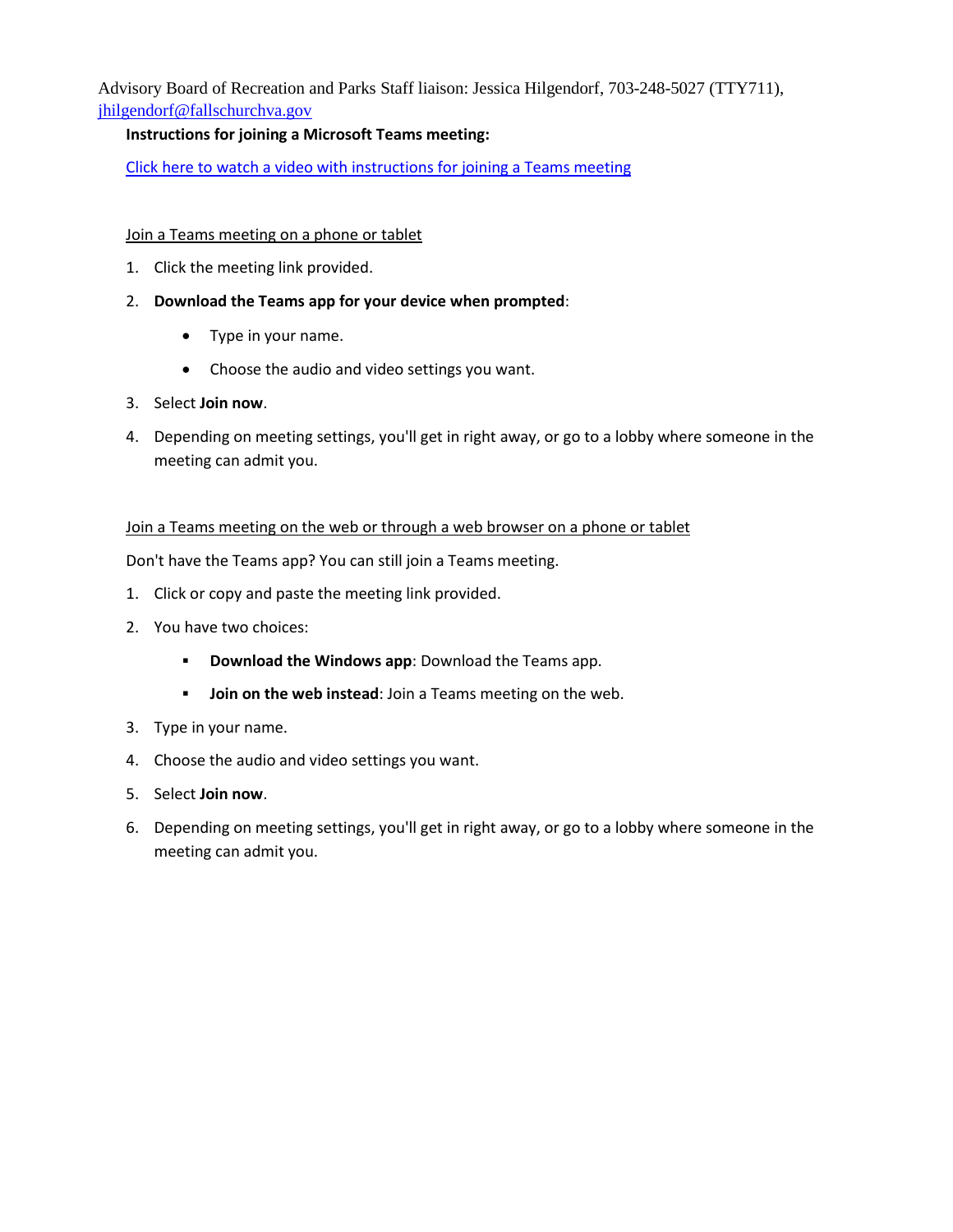Advisory Board of Recreation and Parks Staff liaison: Jessica Hilgendorf, 703-248-5027 (TTY711), jhilgendorf@fallschurchva.gov

**Instructions for joining a Microsoft Teams meeting:**

Click here to watch a video with instructions for joining a Teams meeting

Join a Teams meeting on a phone or tablet

1. Click the meeting link provided.
2. **Download the Teams app for your device when prompted**:
   - Type in your name.
   - Choose the audio and video settings you want.
3. Select **Join now**.
4. Depending on meeting settings, you'll get in right away, or go to a lobby where someone in the meeting can admit you.

Join a Teams meeting on the web or through a web browser on a phone or tablet

Don't have the Teams app? You can still join a Teams meeting.

1. Click or copy and paste the meeting link provided.
2. You have two choices:
   - **Download the Windows app**: Download the Teams app.
   - **Join on the web instead**: Join a Teams meeting on the web.
3. Type in your name.
4. Choose the audio and video settings you want.
5. Select **Join now**.
6. Depending on meeting settings, you'll get in right away, or go to a lobby where someone in the meeting can admit you.